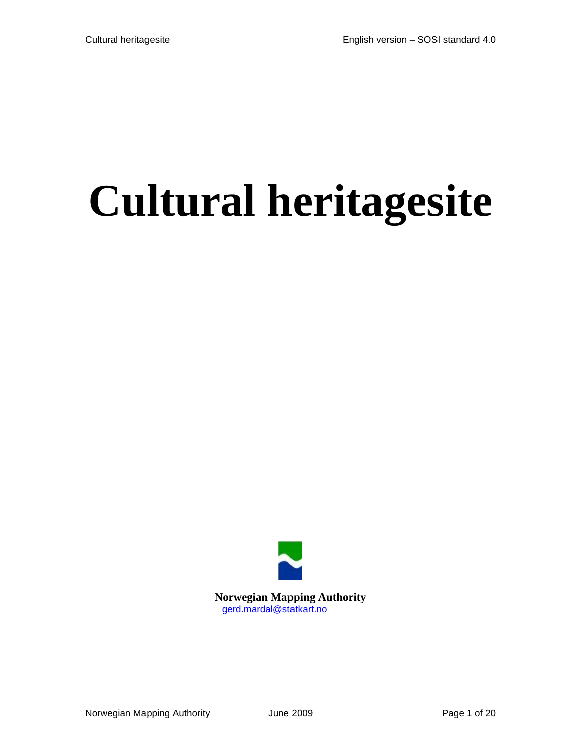# Cultural heritagesite

**Norwegian Mapping Authority**
gerd.mardal@statkart.no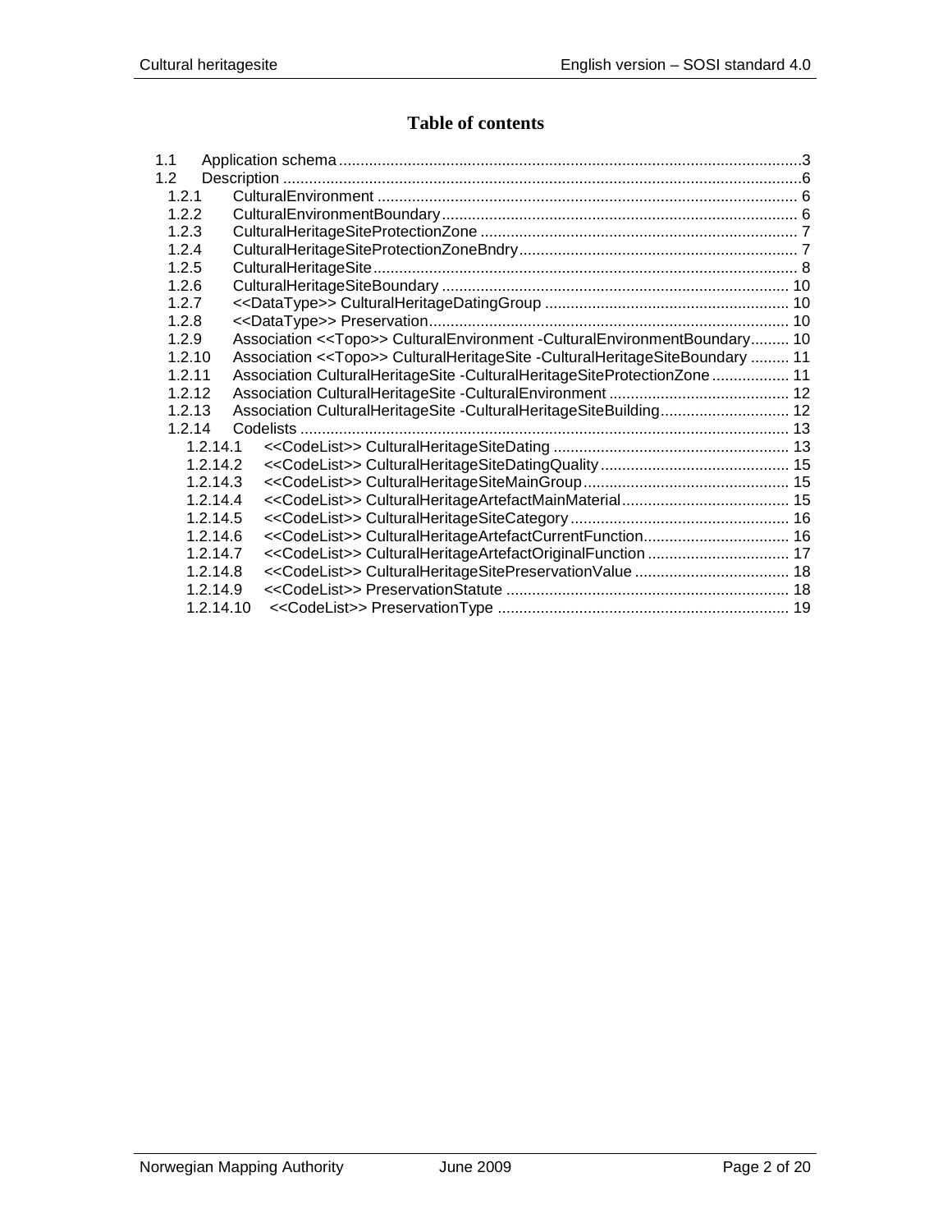# Table of contents

- 1.1 Application schema ... 3
- 1.2 Description ... 6
  - 1.2.1 CulturalEnvironment ... 6
  - 1.2.2 CulturalEnvironmentBoundary ... 6
  - 1.2.3 CulturalHeritageSiteProtectionZone ... 7
  - 1.2.4 CulturalHeritageSiteProtectionZoneBndry ... 7
  - 1.2.5 CulturalHeritageSite ... 8
  - 1.2.6 CulturalHeritageSiteBoundary ... 10
  - 1.2.7 <<DataType>> CulturalHeritageDatingGroup ... 10
  - 1.2.8 <<DataType>> Preservation ... 10
  - 1.2.9 Association <<Topo>> CulturalEnvironment -CulturalEnvironmentBoundary ... 10
  - 1.2.10 Association <<Topo>> CulturalHeritageSite -CulturalHeritageSiteBoundary ... 11
  - 1.2.11 Association CulturalHeritageSite -CulturalHeritageSiteProtectionZone ... 11
  - 1.2.12 Association CulturalHeritageSite -CulturalEnvironment ... 12
  - 1.2.13 Association CulturalHeritageSite -CulturalHeritageSiteBuilding ... 12
  - 1.2.14 Codelists ... 13
    - 1.2.14.1 <<CodeList>> CulturalHeritageSiteDating ... 13
    - 1.2.14.2 <<CodeList>> CulturalHeritageSiteDatingQuality ... 15
    - 1.2.14.3 <<CodeList>> CulturalHeritageSiteMainGroup ... 15
    - 1.2.14.4 <<CodeList>> CulturalHeritageArtefactMainMaterial ... 15
    - 1.2.14.5 <<CodeList>> CulturalHeritageSiteCategory ... 16
    - 1.2.14.6 <<CodeList>> CulturalHeritageArtefactCurrentFunction ... 16
    - 1.2.14.7 <<CodeList>> CulturalHeritageArtefactOriginalFunction ... 17
    - 1.2.14.8 <<CodeList>> CulturalHeritageSitePreservationValue ... 18
    - 1.2.14.9 <<CodeList>> PreservationStatute ... 18
    - 1.2.14.10 <<CodeList>> PreservationType ... 19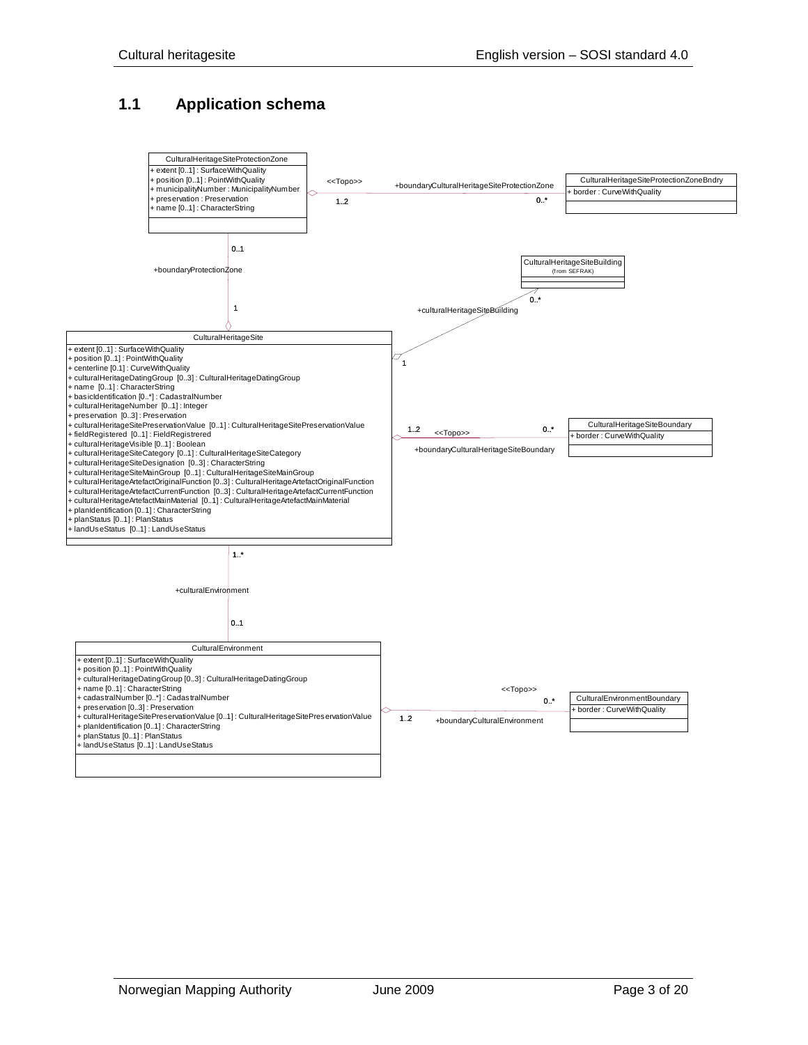## 1.1 Application schema

**CulturalHeritageSiteProtectionZone**

+ extent [0..1] : SurfaceWithQuality
+ position [0..1] : PointWithQuality
+ municipalityNumber : MunicipalityNumber
+ preservation : Preservation
+ name [0..1] : CharacterString

<<Topo>> 1..2 — +boundaryCulturalHeritageSiteProtectionZone 0..*

**CulturalHeritageSiteProtectionZoneBndry**

+ border : CurveWithQuality

0..1 +boundaryProtectionZone 1

**CulturalHeritageSiteBuilding**
(from SEFRAK)

0..* +culturalHeritageSiteBuilding 1

**CulturalHeritageSite**

+ extent [0..1] : SurfaceWithQuality
+ position [0..1] : PointWithQuality
+ centerline [0.1] : CurveWithQuality
+ culturalHeritageDatingGroup [0..3] : CulturalHeritageDatingGroup
+ name [0..1] : CharacterString
+ basicIdentification [0..*] : CadastralNumber
+ culturalHeritageNumber [0..1] : Integer
+ preservation [0..3] : Preservation
+ culturalHeritageSitePreservationValue [0..1] : CulturalHeritageSitePreservationValue
+ fieldRegistered [0..1] : FieldRegistrered
+ culturalHeritageVisible [0..1] : Boolean
+ culturalHeritageSiteCategory [0..1] : CulturalHeritageSiteCategory
+ culturalHeritageSiteDesignation [0..3] : CharacterString
+ culturalHeritageSiteMainGroup [0..1] : CulturalHeritageSiteMainGroup
+ culturalHeritageArtefactOriginalFunction [0..3] : CulturalHeritageArtefactOriginalFunction
+ culturalHeritageArtefactCurrentFunction [0..3] : CulturalHeritageArtefactCurrentFunction
+ culturalHeritageArtefactMainMaterial [0..1] : CulturalHeritageArtefactMainMaterial
+ planIdentification [0..1] : CharacterString
+ planStatus [0..1] : PlanStatus
+ landUseStatus [0..1] : LandUseStatus

1..2 <<Topo>> — +boundaryCulturalHeritageSiteBoundary 0..*

**CulturalHeritageSiteBoundary**

+ border : CurveWithQuality

1..* +culturalEnvironment 0..1

**CulturalEnvironment**

+ extent [0..1] : SurfaceWithQuality
+ position [0..1] : PointWithQuality
+ culturalHeritageDatingGroup [0..3] : CulturalHeritageDatingGroup
+ name [0..1] : CharacterString
+ cadastralNumber [0..*] : CadastralNumber
+ preservation [0..3] : Preservation
+ culturalHeritageSitePreservationValue [0..1] : CulturalHeritageSitePreservationValue
+ planIdentification [0..1] : CharacterString
+ planStatus [0..1] : PlanStatus
+ landUseStatus [0..1] : LandUseStatus

<<Topo>> 1..2 — +boundaryCulturalEnvironment 0..*

**CulturalEnvironmentBoundary**

+ border : CurveWithQuality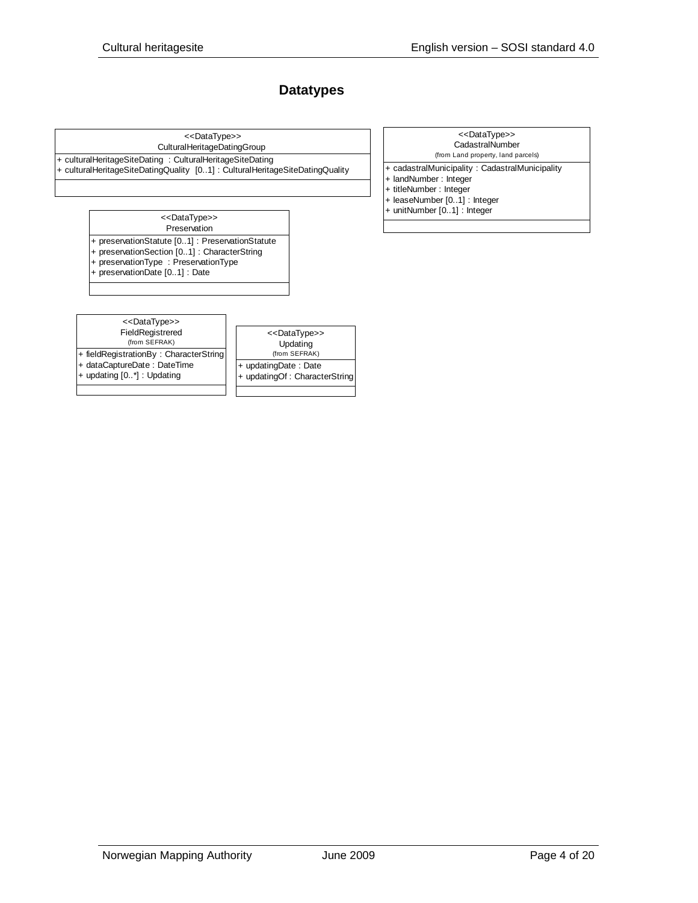# Datatypes

<<DataType>>
CulturalHeritageDatingGroup

+ culturalHeritageSiteDating : CulturalHeritageSiteDating
+ culturalHeritageSiteDatingQuality [0..1] : CulturalHeritageSiteDatingQuality

<<DataType>>
CadastralNumber
(from Land property, land parcels)

+ cadastralMunicipality : CadastralMunicipality
+ landNumber : Integer
+ titleNumber : Integer
+ leaseNumber [0..1] : Integer
+ unitNumber [0..1] : Integer

<<DataType>>
Preservation

+ preservationStatute [0..1] : PreservationStatute
+ preservationSection [0..1] : CharacterString
+ preservationType : PreservationType
+ preservationDate [0..1] : Date

<<DataType>>
FieldRegistrered
(from SEFRAK)

+ fieldRegistrationBy : CharacterString
+ dataCaptureDate : DateTime
+ updating [0..*] : Updating

<<DataType>>
Updating
(from SEFRAK)

+ updatingDate : Date
+ updatingOf : CharacterString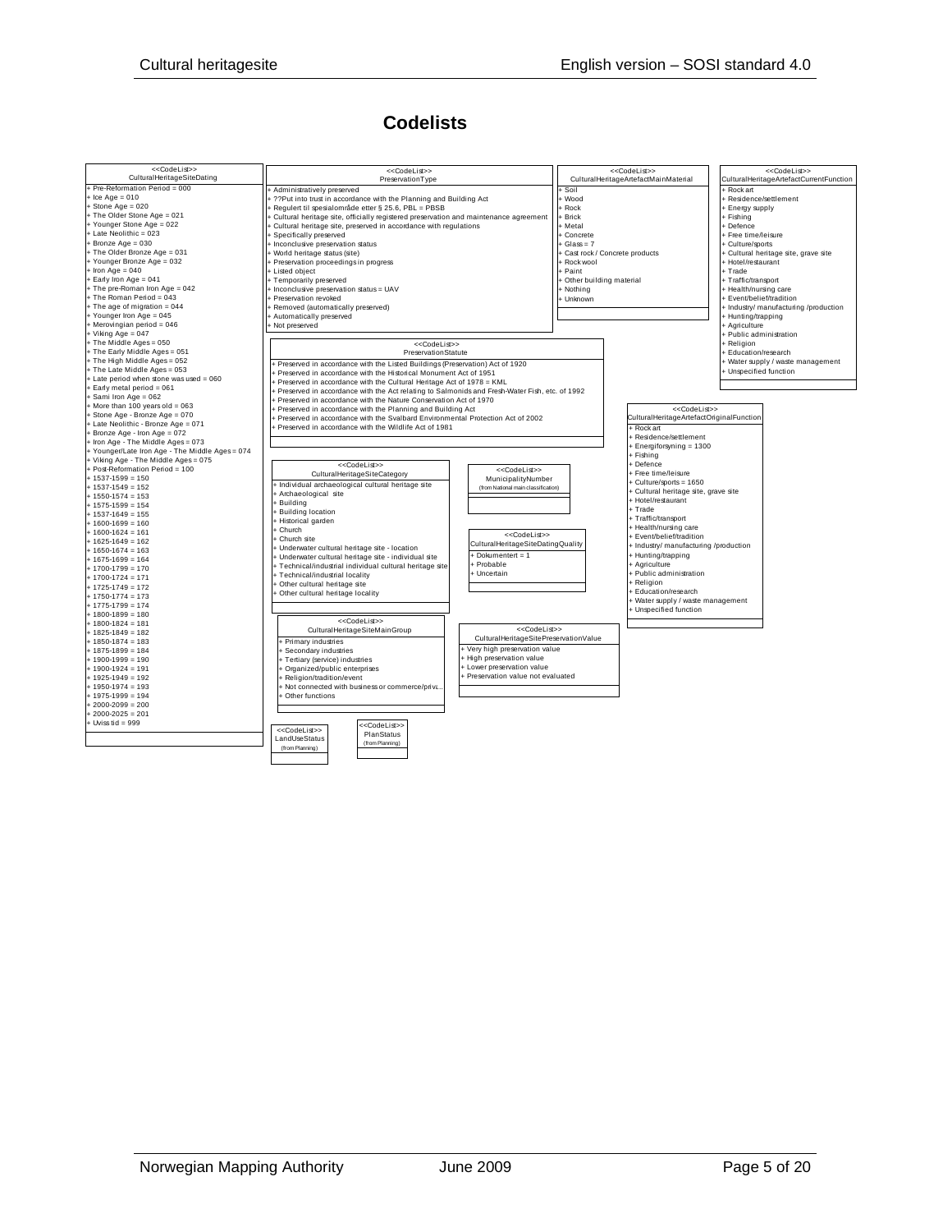# Codelists

## <<CodeList>> CulturalHeritageSiteDating

- + Pre-Reformation Period = 000
- + Ice Age = 010
- + Stone Age = 020
- + The Older Stone Age = 021
- + Younger Stone Age = 022
- + Late Neolithic = 023
- + Bronze Age = 030
- + The Older Bronze Age = 031
- + Younger Bronze Age = 032
- + Iron Age = 040
- + Early Iron Age = 041
- + The pre-Roman Iron Age = 042
- + The Roman Period = 043
- + The age of migration = 044
- + Younger Iron Age = 045
- + Merovingian period = 046
- + Viking Age = 047
- + The Middle Ages = 050
- + The Early Middle Ages = 051
- + The High Middle Ages = 052
- + The Late Middle Ages = 053
- + Late period when stone was used = 060
- + Early metal period = 061
- + Sami Iron Age = 062
- + More than 100 years old = 063
- + Stone Age - Bronze Age = 070
- + Late Neolithic - Bronze Age = 071
- + Bronze Age - Iron Age = 072
- + Iron Age - The Middle Ages = 073
- + Younger/Late Iron Age - The Middle Ages = 074
- + Viking Age - The Middle Ages = 075
- + Post-Reformation Period = 100
- + 1537-1599 = 150
- + 1537-1549 = 152
- + 1550-1574 = 153
- + 1575-1599 = 154
- + 1537-1649 = 155
- + 1600-1699 = 160
- + 1600-1624 = 161
- + 1625-1649 = 162
- + 1650-1674 = 163
- + 1675-1699 = 164
- + 1700-1799 = 170
- + 1700-1724 = 171
- + 1725-1749 = 172
- + 1750-1774 = 173
- + 1775-1799 = 174
- + 1800-1899 = 180
- + 1800-1824 = 181
- + 1825-1849 = 182
- + 1850-1874 = 183
- + 1875-1899 = 184
- + 1900-1999 = 190
- + 1900-1924 = 191
- + 1925-1949 = 192
- + 1950-1974 = 193
- + 1975-1999 = 194
- + 2000-2099 = 200
- + 2000-2025 = 201
- + Uviss tid = 999

## <<CodeList>> PreservationType

- + Administratively preserved
- + ??Put into trust in accordance with the Planning and Building Act
- + Regulert til spesialområde etter § 25.6, PBL = PBSB
- + Cultural heritage site, officially registered preservation and maintenance agreement
- + Cultural heritage site, preserved in accordance with regulations
- + Specifically preserved
- + Inconclusive preservation status
- + World heritage status (site)
- + Preservation proceedings in progress
- + Listed object
- + Temporarily preserved
- + Inconclusive preservation status = UAV
- + Preservation revoked
- + Removed (automatically preserved)
- + Automatically preserved
- + Not preserved

## <<CodeList>> CulturalHeritageArtefactMainMaterial

- + Soil
- + Wood
- + Rock
- + Brick
- + Metal
- + Concrete
- + Glass = 7
- + Cast rock / Concrete products
- + Rock wool
- + Paint
- + Other building material
- + Nothing
- + Unknown

## <<CodeList>> CulturalHeritageArtefactCurrentFunction

- + Rock art
- + Residence/settlement
- + Energy supply
- + Fishing
- + Defence
- + Free time/leisure
- + Culture/sports
- + Cultural heritage site, grave site
- + Hotel/restaurant
- + Trade
- + Traffic/transport
- + Health/nursing care
- + Event/belief/tradition
- + Industry/ manufacturing /production
- + Hunting/trapping
- + Agriculture
- + Public administration
- + Religion
- + Education/research
- + Water supply / waste management
- + Unspecified function

## <<CodeList>> PreservationStatute

- + Preserved in accordance with the Listed Buildings (Preservation) Act of 1920
- + Preserved in accordance with the Historical Monument Act of 1951
- + Preserved in accordance with the Cultural Heritage Act of 1978 = KML
- + Preserved in accordance with the Act relating to Salmonids and Fresh-Water Fish, etc. of 1992
- + Preserved in accordance with the Nature Conservation Act of 1970
- + Preserved in accordance with the Planning and Building Act
- + Preserved in accordance with the Svalbard Environmental Protection Act of 2002
- + Preserved in accordance with the Wildlife Act of 1981

## <<CodeList>> CulturalHeritageArtefactOriginalFunction

- + Rock art
- + Residence/settlement
- + Energiforsyning = 1300
- + Fishing
- + Defence
- + Free time/leisure
- + Culture/sports = 1650
- + Cultural heritage site, grave site
- + Hotel/restaurant
- + Trade
- + Traffic/transport
- + Health/nursing care
- + Event/belief/tradition
- + Industry/ manufacturing /production
- + Hunting/trapping
- + Agriculture
- + Public administration
- + Religion
- + Education/research
- + Water supply / waste management
- + Unspecified function

## <<CodeList>> CulturalHeritageSiteCategory

- + Individual archaeological cultural heritage site
- + Archaeological site
- + Building
- + Building location
- + Historical garden
- + Church
- + Church site
- + Underwater cultural heritage site - location
- + Underwater cultural heritage site - individual site
- + Technical/industrial individual cultural heritage site
- + Technical/industrial locality
- + Other cultural heritage site
- + Other cultural heritage locality

## <<CodeList>> MunicipalityNumber

(from National main classification)

## <<CodeList>> CulturalHeritageSiteDatingQuality

- + Dokumentert = 1
- + Probable
- + Uncertain

## <<CodeList>> CulturalHeritageSiteMainGroup

- + Primary industries
- + Secondary industries
- + Tertiary (service) industries
- + Organized/public enterprises
- + Religion/tradition/event
- + Not connected with business or commerce/priva...
- + Other functions

## <<CodeList>> CulturalHeritageSitePreservationValue

- + Very high preservation value
- + High preservation value
- + Lower preservation value
- + Preservation value not evaluated

## <<CodeList>> LandUseStatus

(from Planning)

## <<CodeList>> PlanStatus

(from Planning)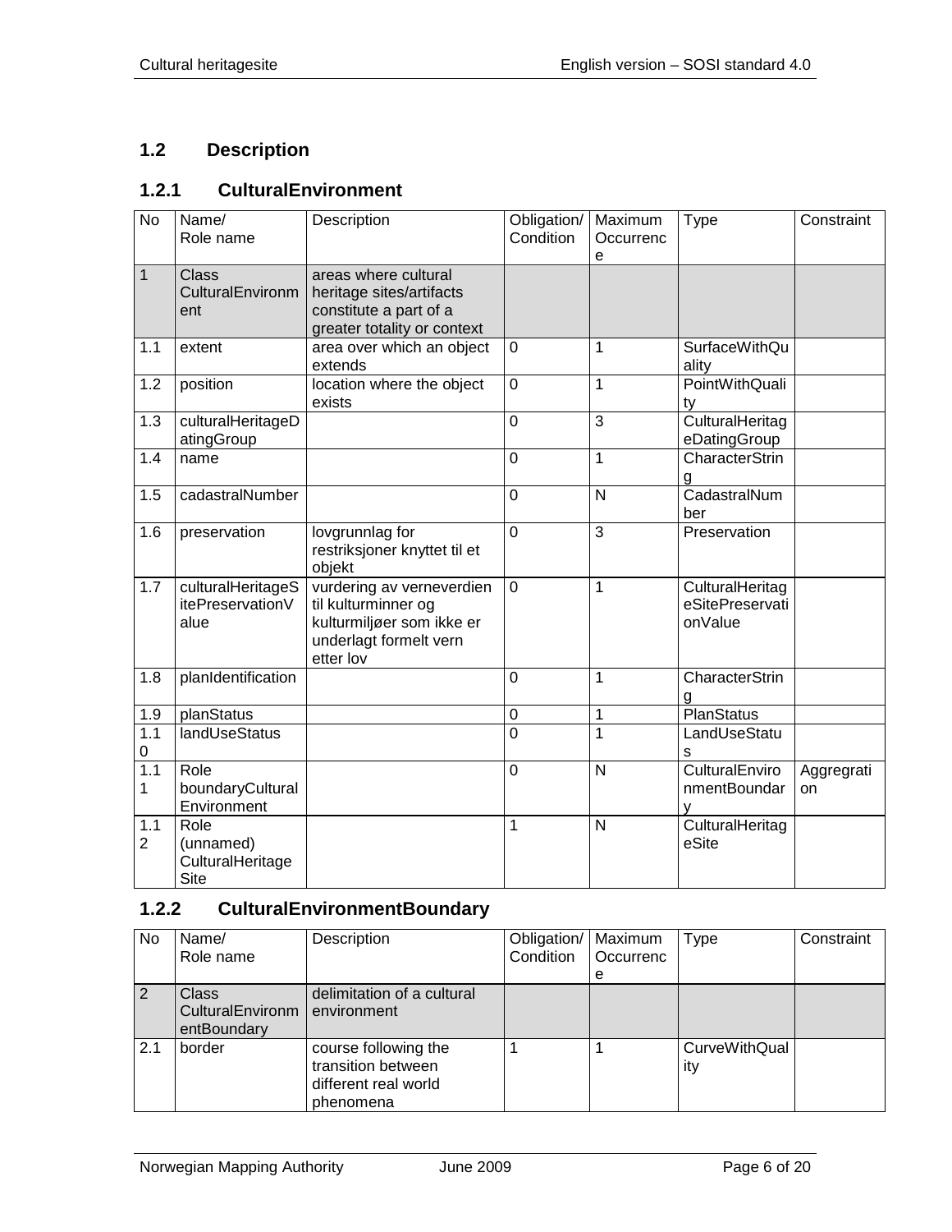## 1.2 Description

### 1.2.1 CulturalEnvironment

| No | Name/ Role name | Description | Obligation/ Condition | Maximum Occurrence | Type | Constraint |
|---|---|---|---|---|---|---|
| 1 | Class CulturalEnvironment | areas where cultural heritage sites/artifacts constitute a part of a greater totality or context | | | | |
| 1.1 | extent | area over which an object extends | 0 | 1 | SurfaceWithQuality | |
| 1.2 | position | location where the object exists | 0 | 1 | PointWithQuality | |
| 1.3 | culturalHeritageDatingGroup | | 0 | 3 | CulturalHeritageDatingGroup | |
| 1.4 | name | | 0 | 1 | CharacterString | |
| 1.5 | cadastralNumber | | 0 | N | CadastralNumber | |
| 1.6 | preservation | lovgrunnlag for restriksjoner knyttet til et objekt | 0 | 3 | Preservation | |
| 1.7 | culturalHeritageSitePreservationValue | vurdering av verneverdien til kulturminner og kulturmiljøer som ikke er underlagt formelt vern etter lov | 0 | 1 | CulturalHeritageSitePreservationValue | |
| 1.8 | planIdentification | | 0 | 1 | CharacterString | |
| 1.9 | planStatus | | 0 | 1 | PlanStatus | |
| 1.10 | landUseStatus | | 0 | 1 | LandUseStatus | |
| 1.11 | Role boundaryCulturalEnvironment | | 0 | N | CulturalEnvironmentBoundary | Aggregration |
| 1.12 | Role (unnamed) CulturalHeritageSite | | 1 | N | CulturalHeritageSite | |

### 1.2.2 CulturalEnvironmentBoundary

| No | Name/ Role name | Description | Obligation/ Condition | Maximum Occurrence | Type | Constraint |
|---|---|---|---|---|---|---|
| 2 | Class CulturalEnvironmentBoundary | delimitation of a cultural environment | | | | |
| 2.1 | border | course following the transition between different real world phenomena | 1 | 1 | CurveWithQuality | |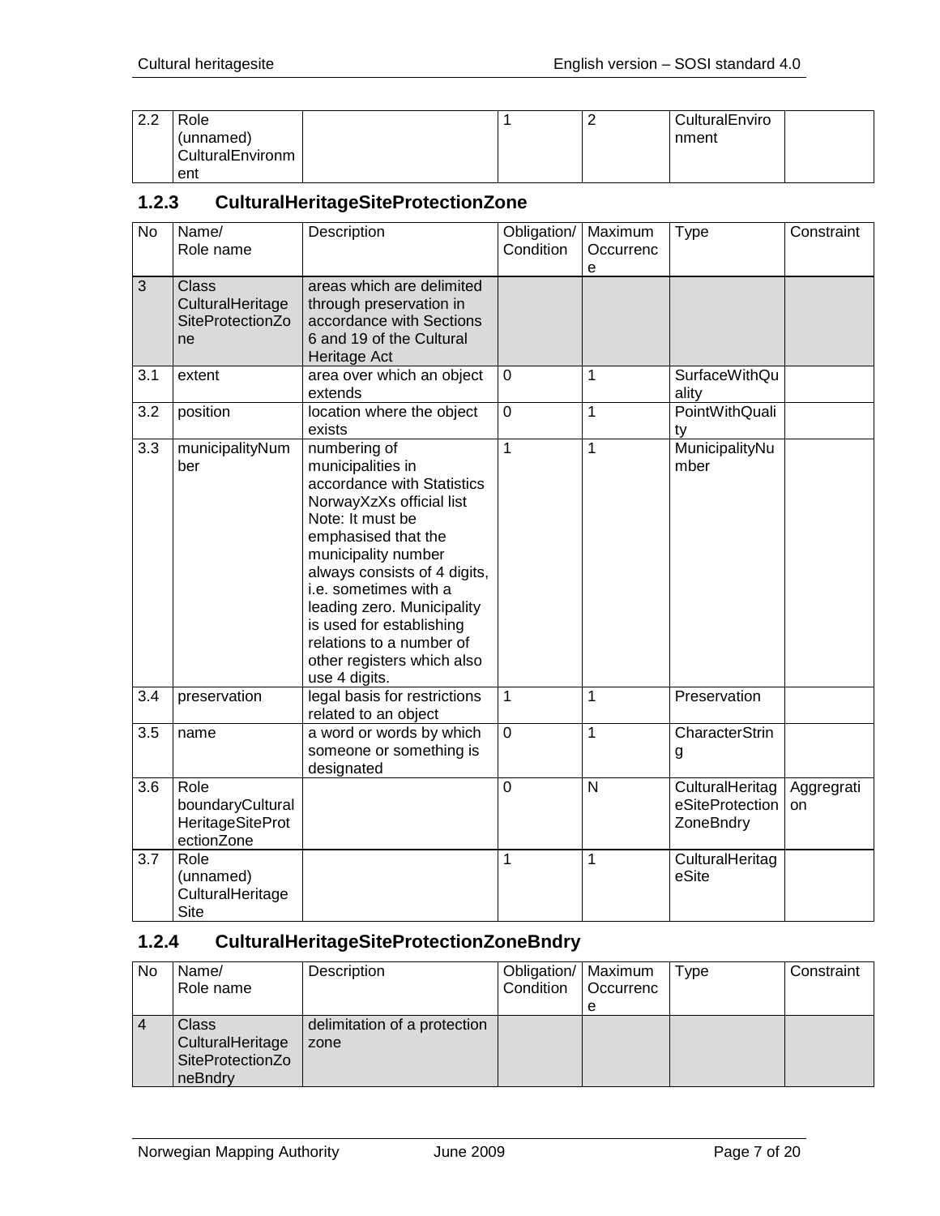| 2.2 | Role (unnamed) CulturalEnvironment | | 1 | 2 | CulturalEnvironment | |
|---|---|---|---|---|---|---|

### 1.2.3 CulturalHeritageSiteProtectionZone

| No | Name/ Role name | Description | Obligation/ Condition | Maximum Occurrence | Type | Constraint |
|---|---|---|---|---|---|---|
| 3 | Class CulturalHeritageSiteProtectionZone | areas which are delimited through preservation in accordance with Sections 6 and 19 of the Cultural Heritage Act | | | | |
| 3.1 | extent | area over which an object extends | 0 | 1 | SurfaceWithQuality | |
| 3.2 | position | location where the object exists | 0 | 1 | PointWithQuality | |
| 3.3 | municipalityNumber | numbering of municipalities in accordance with Statistics NorwayXzXs official list Note: It must be emphasised that the municipality number always consists of 4 digits, i.e. sometimes with a leading zero. Municipality is used for establishing relations to a number of other registers which also use 4 digits. | 1 | 1 | MunicipalityNumber | |
| 3.4 | preservation | legal basis for restrictions related to an object | 1 | 1 | Preservation | |
| 3.5 | name | a word or words by which someone or something is designated | 0 | 1 | CharacterString | |
| 3.6 | Role boundaryCulturalHeritageSiteProtectionZone | | 0 | N | CulturalHeritageSiteProtectionZoneBndry | Aggregration |
| 3.7 | Role (unnamed) CulturalHeritageSite | | 1 | 1 | CulturalHeritageSite | |

### 1.2.4 CulturalHeritageSiteProtectionZoneBndry

| No | Name/ Role name | Description | Obligation/ Condition | Maximum Occurrence | Type | Constraint |
|---|---|---|---|---|---|---|
| 4 | Class CulturalHeritageSiteProtectionZoneBndry | delimitation of a protection zone | | | | |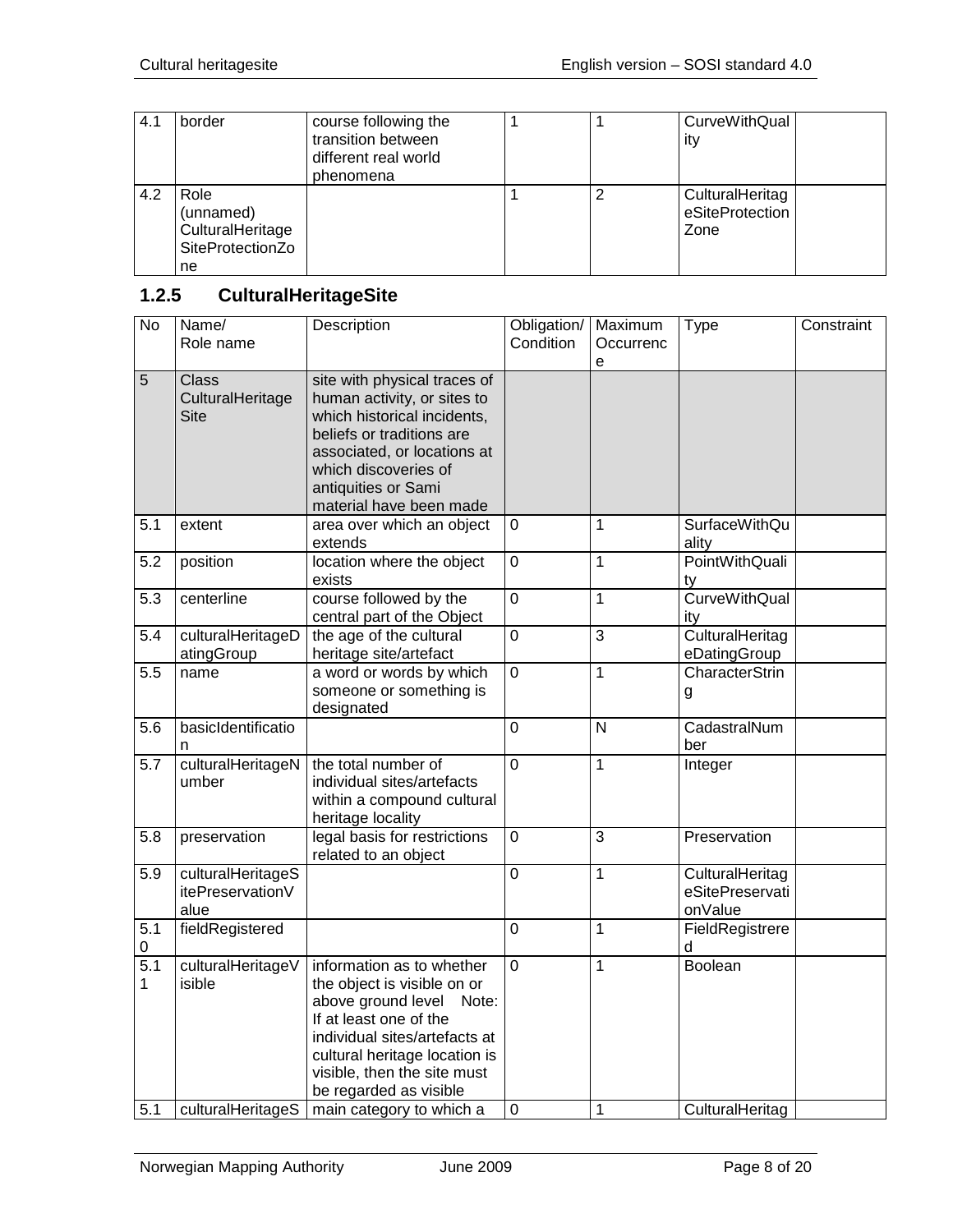| | | | | | | |
|---|---|---|---|---|---|---|
| 4.1 | border | course following the transition between different real world phenomena | 1 | 1 | CurveWithQuality | |
| 4.2 | Role (unnamed) CulturalHeritageSiteProtectionZone | | 1 | 2 | CulturalHeritageSiteProtectionZone | |

### 1.2.5 CulturalHeritageSite

| No | Name/ Role name | Description | Obligation/ Condition | Maximum Occurrence | Type | Constraint |
|---|---|---|---|---|---|---|
| 5 | Class CulturalHeritageSite | site with physical traces of human activity, or sites to which historical incidents, beliefs or traditions are associated, or locations at which discoveries of antiquities or Sami material have been made | | | | |
| 5.1 | extent | area over which an object extends | 0 | 1 | SurfaceWithQuality | |
| 5.2 | position | location where the object exists | 0 | 1 | PointWithQuality | |
| 5.3 | centerline | course followed by the central part of the Object | 0 | 1 | CurveWithQuality | |
| 5.4 | culturalHeritageDatingGroup | the age of the cultural heritage site/artefact | 0 | 3 | CulturalHeritageDatingGroup | |
| 5.5 | name | a word or words by which someone or something is designated | 0 | 1 | CharacterString | |
| 5.6 | basicIdentification | | 0 | N | CadastralNumber | |
| 5.7 | culturalHeritageNumber | the total number of individual sites/artefacts within a compound cultural heritage locality | 0 | 1 | Integer | |
| 5.8 | preservation | legal basis for restrictions related to an object | 0 | 3 | Preservation | |
| 5.9 | culturalHeritageSitePreservationValue | | 0 | 1 | CulturalHeritageSitePreservationValue | |
| 5.10 | fieldRegistered | | 0 | 1 | FieldRegistrered | |
| 5.11 | culturalHeritageVisible | information as to whether the object is visible on or above ground level Note: If at least one of the individual sites/artefacts at cultural heritage location is visible, then the site must be regarded as visible | 0 | 1 | Boolean | |
| 5.1 | culturalHeritageS | main category to which a | 0 | 1 | CulturalHeritag | |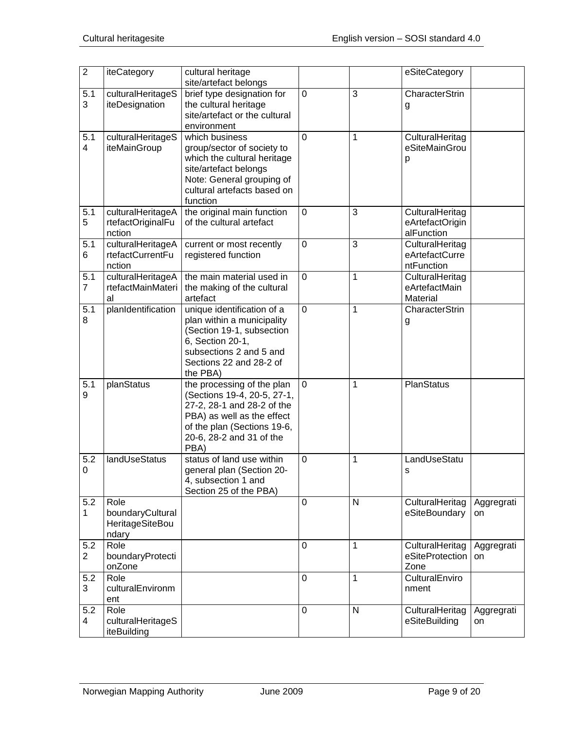| 2 | iteCategory | cultural heritage site/artefact belongs | | | eSiteCategory | |
|---|---|---|---|---|---|---|
| 5.13 | culturalHeritageSiteDesignation | brief type designation for the cultural heritage site/artefact or the cultural environment | 0 | 3 | CharacterString | |
| 5.14 | culturalHeritageSiteMainGroup | which business group/sector of society to which the cultural heritage site/artefact belongs Note: General grouping of cultural artefacts based on function | 0 | 1 | CulturalHeritageSiteMainGroup | |
| 5.15 | culturalHeritageArtefactOriginalFunction | the original main function of the cultural artefact | 0 | 3 | CulturalHeritageArtefactOriginalFunction | |
| 5.16 | culturalHeritageArtefactCurrentFunction | current or most recently registered function | 0 | 3 | CulturalHeritageArtefactCurrentFunction | |
| 5.17 | culturalHeritageArtefactMainMaterial | the main material used in the making of the cultural artefact | 0 | 1 | CulturalHeritageArtefactMainMaterial | |
| 5.18 | planIdentification | unique identification of a plan within a municipality (Section 19-1, subsection 6, Section 20-1, subsections 2 and 5 and Sections 22 and 28-2 of the PBA) | 0 | 1 | CharacterString | |
| 5.19 | planStatus | the processing of the plan (Sections 19-4, 20-5, 27-1, 27-2, 28-1 and 28-2 of the PBA) as well as the effect of the plan (Sections 19-6, 20-6, 28-2 and 31 of the PBA) | 0 | 1 | PlanStatus | |
| 5.20 | landUseStatus | status of land use within general plan (Section 20-4, subsection 1 and Section 25 of the PBA) | 0 | 1 | LandUseStatus | |
| 5.21 | Role boundaryCulturalHeritageSiteBoundary | | 0 | N | CulturalHeritageSiteBoundary | Aggregration |
| 5.22 | Role boundaryProtectionZone | | 0 | 1 | CulturalHeritageSiteProtectionZone | Aggregration |
| 5.23 | Role culturalEnvironment | | 0 | 1 | CulturalEnvironment | |
| 5.24 | Role culturalHeritageSiteBuilding | | 0 | N | CulturalHeritageSiteBuilding | Aggregration |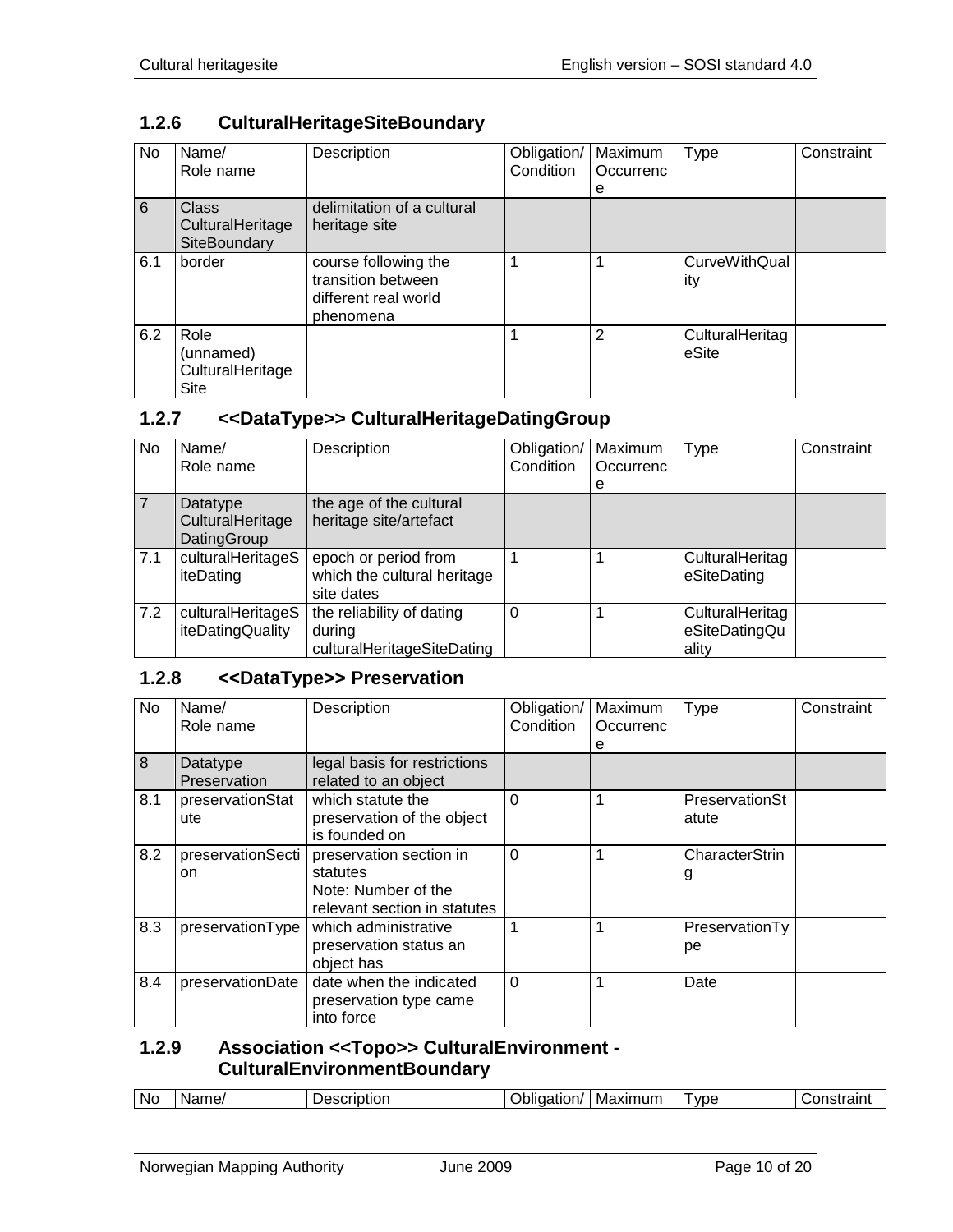### 1.2.6 CulturalHeritageSiteBoundary

| No | Name/ Role name | Description | Obligation/ Condition | Maximum Occurrence | Type | Constraint |
|---|---|---|---|---|---|---|
| 6 | Class CulturalHeritage SiteBoundary | delimitation of a cultural heritage site | | | | |
| 6.1 | border | course following the transition between different real world phenomena | 1 | 1 | CurveWithQuality | |
| 6.2 | Role (unnamed) CulturalHeritage Site | | 1 | 2 | CulturalHeritageSite | |

### 1.2.7 <<DataType>> CulturalHeritageDatingGroup

| No | Name/ Role name | Description | Obligation/ Condition | Maximum Occurrence | Type | Constraint |
|---|---|---|---|---|---|---|
| 7 | Datatype CulturalHeritage DatingGroup | the age of the cultural heritage site/artefact | | | | |
| 7.1 | culturalHeritageSiteDating | epoch or period from which the cultural heritage site dates | 1 | 1 | CulturalHeritageSiteDating | |
| 7.2 | culturalHeritageSiteDatingQuality | the reliability of dating during culturalHeritageSiteDating | 0 | 1 | CulturalHeritageSiteDatingQuality | |

### 1.2.8 <<DataType>> Preservation

| No | Name/ Role name | Description | Obligation/ Condition | Maximum Occurrence | Type | Constraint |
|---|---|---|---|---|---|---|
| 8 | Datatype Preservation | legal basis for restrictions related to an object | | | | |
| 8.1 | preservationStatute | which statute the preservation of the object is founded on | 0 | 1 | PreservationStatute | |
| 8.2 | preservationSection | preservation section in statutes Note: Number of the relevant section in statutes | 0 | 1 | CharacterString | |
| 8.3 | preservationType | which administrative preservation status an object has | 1 | 1 | PreservationType | |
| 8.4 | preservationDate | date when the indicated preservation type came into force | 0 | 1 | Date | |

### 1.2.9 Association <<Topo>> CulturalEnvironment - CulturalEnvironmentBoundary

| No | Name/ | Description | Obligation/ | Maximum | Type | Constraint |
|---|---|---|---|---|---|---|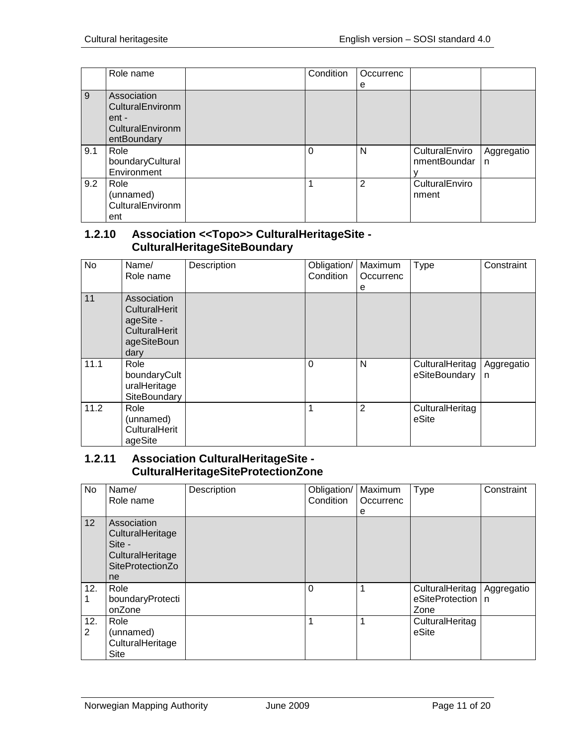| | Role name | | Condition | Occurrence | | |
|---|---|---|---|---|---|---|
| 9 | Association CulturalEnvironment - CulturalEnvironmentBoundary | | | | | |
| 9.1 | Role boundaryCulturalEnvironment | | 0 | N | CulturalEnvironmentBoundary | Aggregation |
| 9.2 | Role (unnamed) CulturalEnvironment | | 1 | 2 | CulturalEnvironment | |

### 1.2.10 Association <<Topo>> CulturalHeritageSite - CulturalHeritageSiteBoundary

| No | Name/ Role name | Description | Obligation/ Condition | Maximum Occurrence | Type | Constraint |
|---|---|---|---|---|---|---|
| 11 | Association CulturalHeritageSite - CulturalHeritageSiteBoundary | | | | | |
| 11.1 | Role boundaryCulturalHeritageSiteBoundary | | 0 | N | CulturalHeritageSiteBoundary | Aggregation |
| 11.2 | Role (unnamed) CulturalHeritageSite | | 1 | 2 | CulturalHeritageSite | |

### 1.2.11 Association CulturalHeritageSite - CulturalHeritageSiteProtectionZone

| No | Name/ Role name | Description | Obligation/ Condition | Maximum Occurrence | Type | Constraint |
|---|---|---|---|---|---|---|
| 12 | Association CulturalHeritageSite - CulturalHeritageSiteProtectionZone | | | | | |
| 12.1 | Role boundaryProtectionZone | | 0 | 1 | CulturalHeritageSiteProtectionZone | Aggregation |
| 12.2 | Role (unnamed) CulturalHeritageSite | | 1 | 1 | CulturalHeritageSite | |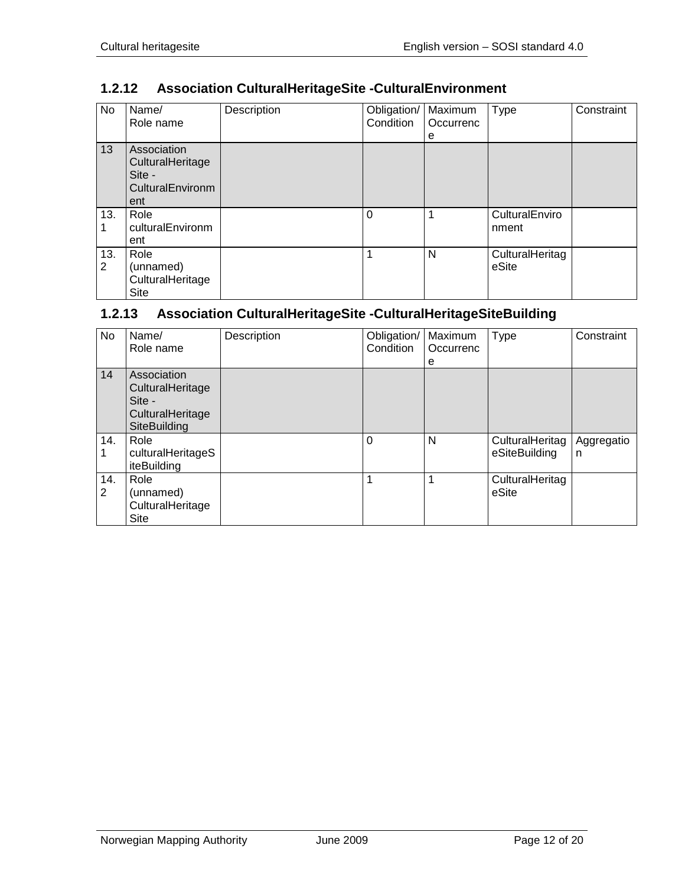### 1.2.12 Association CulturalHeritageSite -CulturalEnvironment

| No | Name/ Role name | Description | Obligation/ Condition | Maximum Occurrence | Type | Constraint |
|---|---|---|---|---|---|---|
| 13 | Association CulturalHeritageSite - CulturalEnvironment | | | | | |
| 13.1 | Role culturalEnvironment | | 0 | 1 | CulturalEnvironment | |
| 13.2 | Role (unnamed) CulturalHeritageSite | | 1 | N | CulturalHeritageSite | |

### 1.2.13 Association CulturalHeritageSite -CulturalHeritageSiteBuilding

| No | Name/ Role name | Description | Obligation/ Condition | Maximum Occurrence | Type | Constraint |
|---|---|---|---|---|---|---|
| 14 | Association CulturalHeritageSite - CulturalHeritageSiteBuilding | | | | | |
| 14.1 | Role culturalHeritageSiteBuilding | | 0 | N | CulturalHeritageSiteBuilding | Aggregation |
| 14.2 | Role (unnamed) CulturalHeritageSite | | 1 | 1 | CulturalHeritageSite | |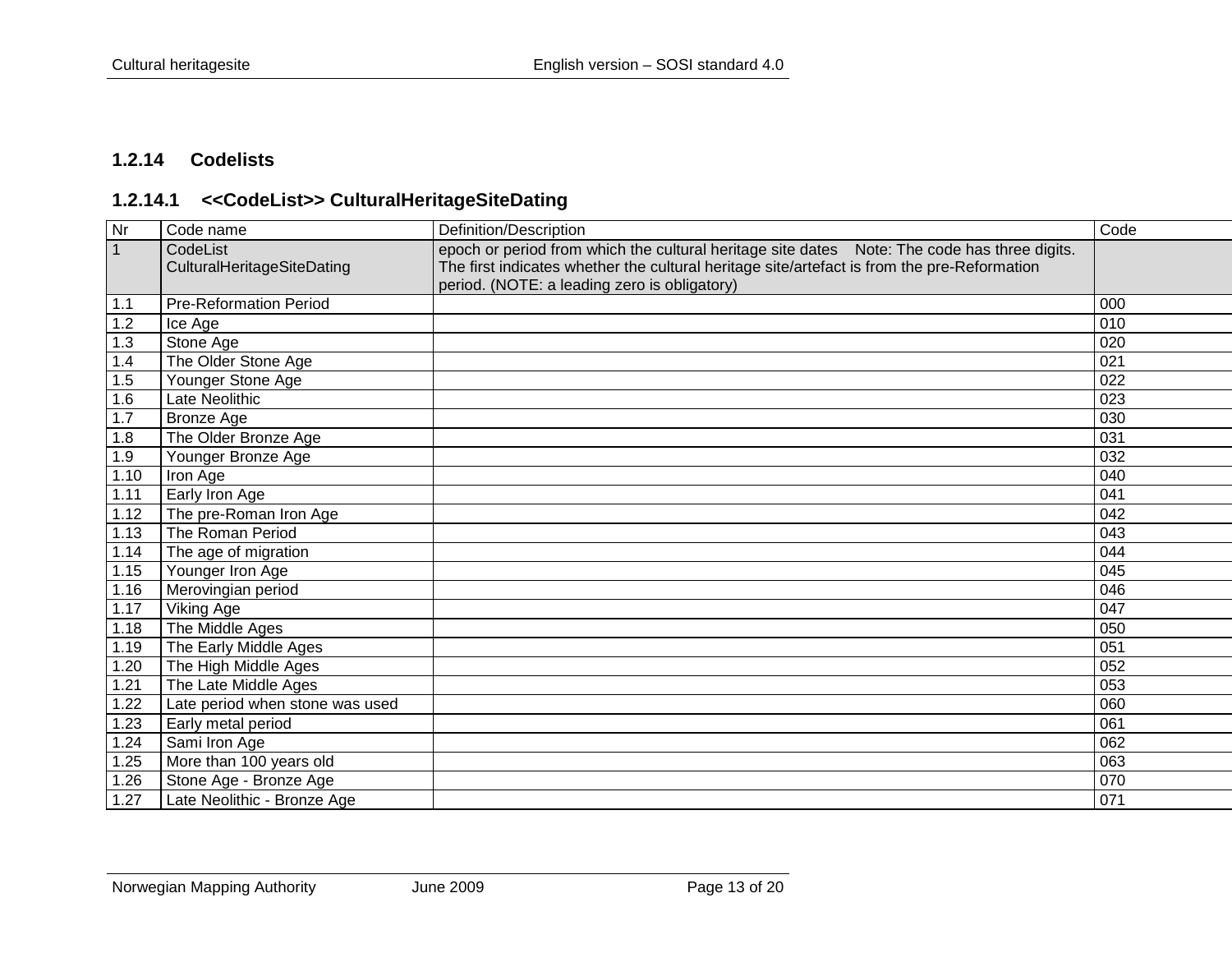### 1.2.14 Codelists

#### 1.2.14.1 <<CodeList>> CulturalHeritageSiteDating

| Nr | Code name | Definition/Description | Code |
|---|---|---|---|
| 1 | CodeList CulturalHeritageSiteDating | epoch or period from which the cultural heritage site dates Note: The code has three digits. The first indicates whether the cultural heritage site/artefact is from the pre-Reformation period. (NOTE: a leading zero is obligatory) | |
| 1.1 | Pre-Reformation Period | | 000 |
| 1.2 | Ice Age | | 010 |
| 1.3 | Stone Age | | 020 |
| 1.4 | The Older Stone Age | | 021 |
| 1.5 | Younger Stone Age | | 022 |
| 1.6 | Late Neolithic | | 023 |
| 1.7 | Bronze Age | | 030 |
| 1.8 | The Older Bronze Age | | 031 |
| 1.9 | Younger Bronze Age | | 032 |
| 1.10 | Iron Age | | 040 |
| 1.11 | Early Iron Age | | 041 |
| 1.12 | The pre-Roman Iron Age | | 042 |
| 1.13 | The Roman Period | | 043 |
| 1.14 | The age of migration | | 044 |
| 1.15 | Younger Iron Age | | 045 |
| 1.16 | Merovingian period | | 046 |
| 1.17 | Viking Age | | 047 |
| 1.18 | The Middle Ages | | 050 |
| 1.19 | The Early Middle Ages | | 051 |
| 1.20 | The High Middle Ages | | 052 |
| 1.21 | The Late Middle Ages | | 053 |
| 1.22 | Late period when stone was used | | 060 |
| 1.23 | Early metal period | | 061 |
| 1.24 | Sami Iron Age | | 062 |
| 1.25 | More than 100 years old | | 063 |
| 1.26 | Stone Age - Bronze Age | | 070 |
| 1.27 | Late Neolithic - Bronze Age | | 071 |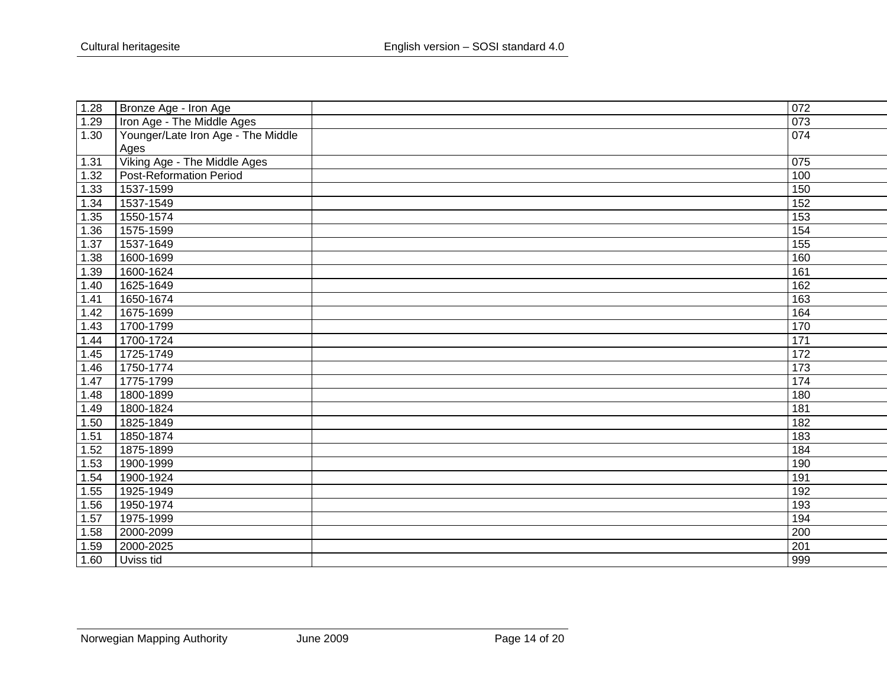| | | | |
|---|---|---|---|
| 1.28 | Bronze Age - Iron Age | | 072 |
| 1.29 | Iron Age - The Middle Ages | | 073 |
| 1.30 | Younger/Late Iron Age - The Middle Ages | | 074 |
| 1.31 | Viking Age - The Middle Ages | | 075 |
| 1.32 | Post-Reformation Period | | 100 |
| 1.33 | 1537-1599 | | 150 |
| 1.34 | 1537-1549 | | 152 |
| 1.35 | 1550-1574 | | 153 |
| 1.36 | 1575-1599 | | 154 |
| 1.37 | 1537-1649 | | 155 |
| 1.38 | 1600-1699 | | 160 |
| 1.39 | 1600-1624 | | 161 |
| 1.40 | 1625-1649 | | 162 |
| 1.41 | 1650-1674 | | 163 |
| 1.42 | 1675-1699 | | 164 |
| 1.43 | 1700-1799 | | 170 |
| 1.44 | 1700-1724 | | 171 |
| 1.45 | 1725-1749 | | 172 |
| 1.46 | 1750-1774 | | 173 |
| 1.47 | 1775-1799 | | 174 |
| 1.48 | 1800-1899 | | 180 |
| 1.49 | 1800-1824 | | 181 |
| 1.50 | 1825-1849 | | 182 |
| 1.51 | 1850-1874 | | 183 |
| 1.52 | 1875-1899 | | 184 |
| 1.53 | 1900-1999 | | 190 |
| 1.54 | 1900-1924 | | 191 |
| 1.55 | 1925-1949 | | 192 |
| 1.56 | 1950-1974 | | 193 |
| 1.57 | 1975-1999 | | 194 |
| 1.58 | 2000-2099 | | 200 |
| 1.59 | 2000-2025 | | 201 |
| 1.60 | Uviss tid | | 999 |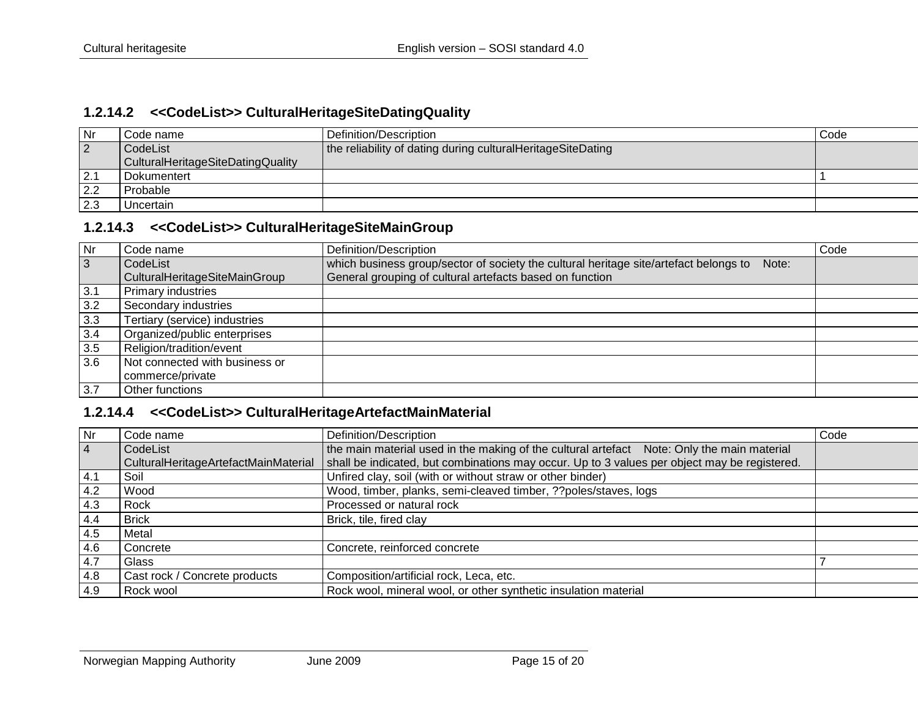### 1.2.14.2 <<CodeList>> CulturalHeritageSiteDatingQuality

| Nr | Code name | Definition/Description | Code |
|---|---|---|---|
| 2 | CodeList CulturalHeritageSiteDatingQuality | the reliability of dating during culturalHeritageSiteDating | |
| 2.1 | Dokumentert | | 1 |
| 2.2 | Probable | | |
| 2.3 | Uncertain | | |

### 1.2.14.3 <<CodeList>> CulturalHeritageSiteMainGroup

| Nr | Code name | Definition/Description | Code |
|---|---|---|---|
| 3 | CodeList CulturalHeritageSiteMainGroup | which business group/sector of society the cultural heritage site/artefact belongs to Note: General grouping of cultural artefacts based on function | |
| 3.1 | Primary industries | | |
| 3.2 | Secondary industries | | |
| 3.3 | Tertiary (service) industries | | |
| 3.4 | Organized/public enterprises | | |
| 3.5 | Religion/tradition/event | | |
| 3.6 | Not connected with business or commerce/private | | |
| 3.7 | Other functions | | |

### 1.2.14.4 <<CodeList>> CulturalHeritageArtefactMainMaterial

| Nr | Code name | Definition/Description | Code |
|---|---|---|---|
| 4 | CodeList CulturalHeritageArtefactMainMaterial | the main material used in the making of the cultural artefact Note: Only the main material shall be indicated, but combinations may occur. Up to 3 values per object may be registered. | |
| 4.1 | Soil | Unfired clay, soil (with or without straw or other binder) | |
| 4.2 | Wood | Wood, timber, planks, semi-cleaved timber, ??poles/staves, logs | |
| 4.3 | Rock | Processed or natural rock | |
| 4.4 | Brick | Brick, tile, fired clay | |
| 4.5 | Metal | | |
| 4.6 | Concrete | Concrete, reinforced concrete | |
| 4.7 | Glass | | 7 |
| 4.8 | Cast rock / Concrete products | Composition/artificial rock, Leca, etc. | |
| 4.9 | Rock wool | Rock wool, mineral wool, or other synthetic insulation material | |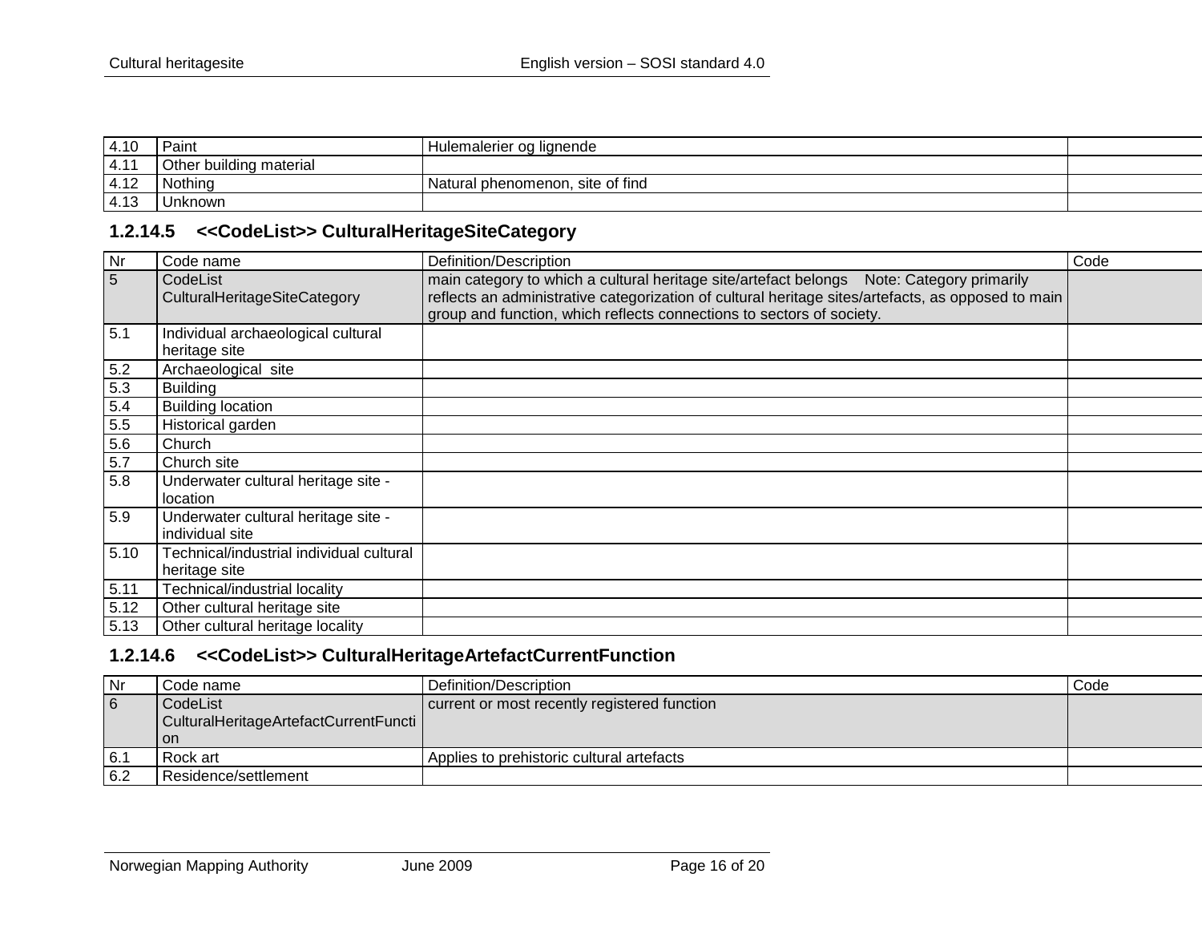| Nr | Code name | Definition/Description | Code |
|---|---|---|---|
| 4.10 | Paint | Hulemalerier og lignende | |
| 4.11 | Other building material | | |
| 4.12 | Nothing | Natural phenomenon, site of find | |
| 4.13 | Unknown | | |

### 1.2.14.5 <<CodeList>> CulturalHeritageSiteCategory

| Nr | Code name | Definition/Description | Code |
|---|---|---|---|
| 5 | CodeList CulturalHeritageSiteCategory | main category to which a cultural heritage site/artefact belongs Note: Category primarily reflects an administrative categorization of cultural heritage sites/artefacts, as opposed to main group and function, which reflects connections to sectors of society. | |
| 5.1 | Individual archaeological cultural heritage site | | |
| 5.2 | Archaeological site | | |
| 5.3 | Building | | |
| 5.4 | Building location | | |
| 5.5 | Historical garden | | |
| 5.6 | Church | | |
| 5.7 | Church site | | |
| 5.8 | Underwater cultural heritage site - location | | |
| 5.9 | Underwater cultural heritage site - individual site | | |
| 5.10 | Technical/industrial individual cultural heritage site | | |
| 5.11 | Technical/industrial locality | | |
| 5.12 | Other cultural heritage site | | |
| 5.13 | Other cultural heritage locality | | |

### 1.2.14.6 <<CodeList>> CulturalHeritageArtefactCurrentFunction

| Nr | Code name | Definition/Description | Code |
|---|---|---|---|
| 6 | CodeList CulturalHeritageArtefactCurrentFunction | current or most recently registered function | |
| 6.1 | Rock art | Applies to prehistoric cultural artefacts | |
| 6.2 | Residence/settlement | | |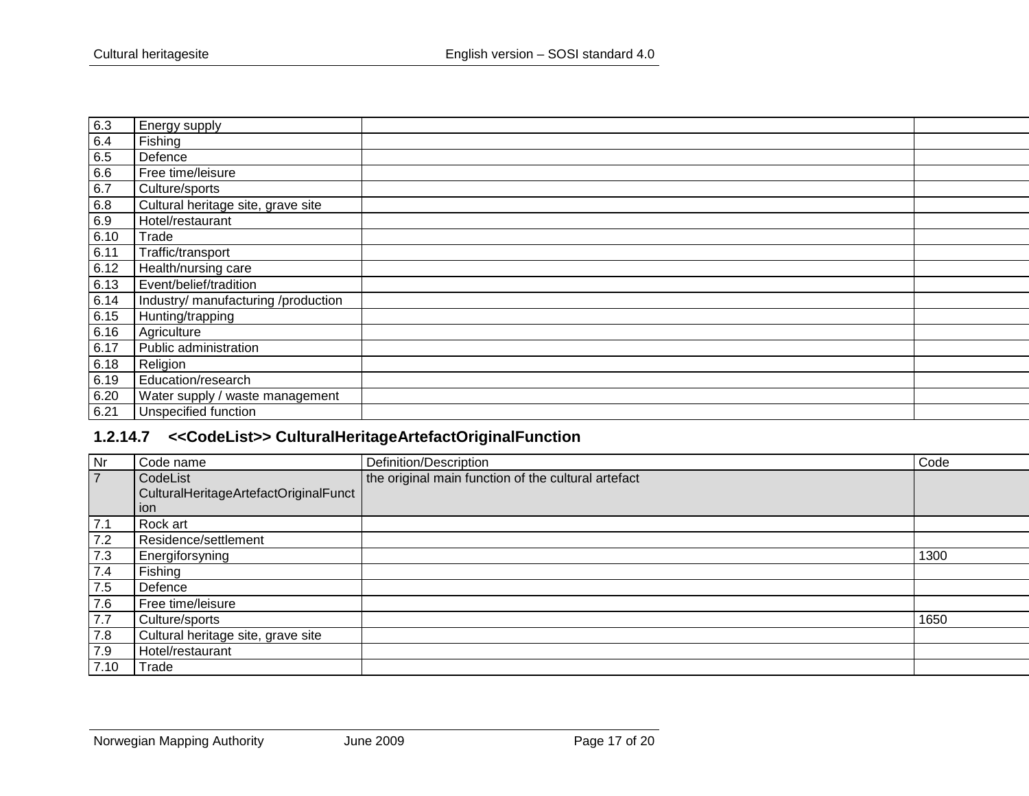| | | | |
|---|---|---|---|
| 6.3 | Energy supply | | |
| 6.4 | Fishing | | |
| 6.5 | Defence | | |
| 6.6 | Free time/leisure | | |
| 6.7 | Culture/sports | | |
| 6.8 | Cultural heritage site, grave site | | |
| 6.9 | Hotel/restaurant | | |
| 6.10 | Trade | | |
| 6.11 | Traffic/transport | | |
| 6.12 | Health/nursing care | | |
| 6.13 | Event/belief/tradition | | |
| 6.14 | Industry/ manufacturing /production | | |
| 6.15 | Hunting/trapping | | |
| 6.16 | Agriculture | | |
| 6.17 | Public administration | | |
| 6.18 | Religion | | |
| 6.19 | Education/research | | |
| 6.20 | Water supply / waste management | | |
| 6.21 | Unspecified function | | |

### 1.2.14.7 <<CodeList>> CulturalHeritageArtefactOriginalFunction

| Nr | Code name | Definition/Description | Code |
|---|---|---|---|
| 7 | CodeList CulturalHeritageArtefactOriginalFunction | the original main function of the cultural artefact | |
| 7.1 | Rock art | | |
| 7.2 | Residence/settlement | | |
| 7.3 | Energiforsyning | | 1300 |
| 7.4 | Fishing | | |
| 7.5 | Defence | | |
| 7.6 | Free time/leisure | | |
| 7.7 | Culture/sports | | 1650 |
| 7.8 | Cultural heritage site, grave site | | |
| 7.9 | Hotel/restaurant | | |
| 7.10 | Trade | | |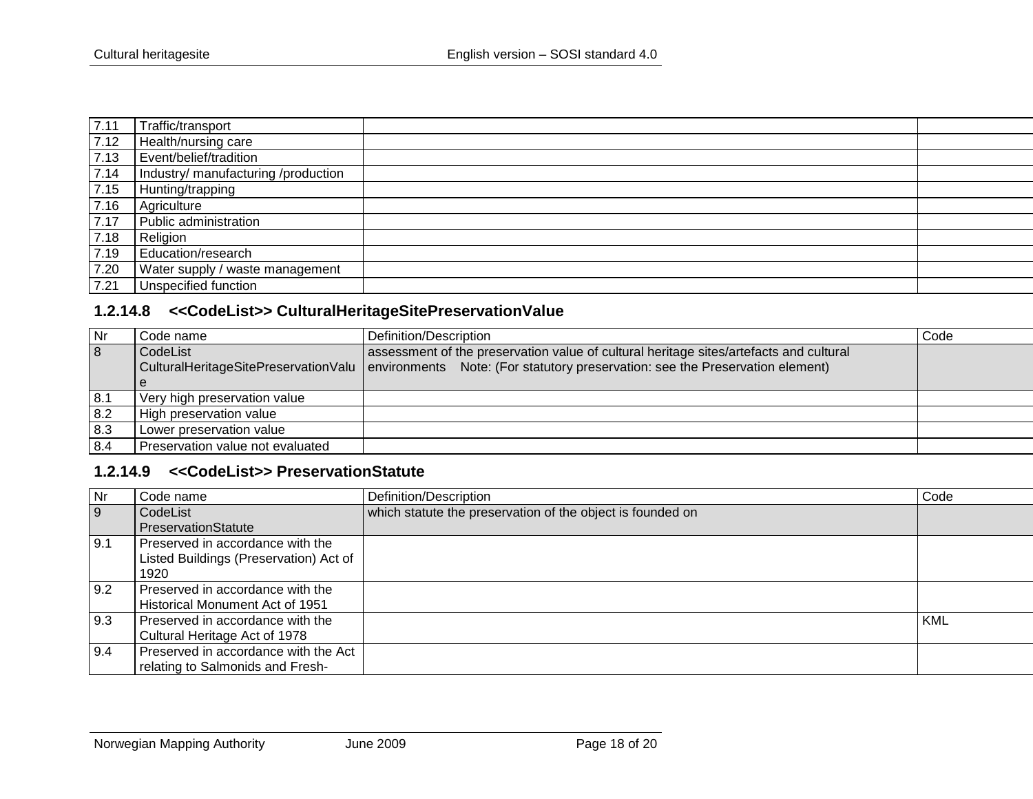| | | | |
|---|---|---|---|
| 7.11 | Traffic/transport | | |
| 7.12 | Health/nursing care | | |
| 7.13 | Event/belief/tradition | | |
| 7.14 | Industry/ manufacturing /production | | |
| 7.15 | Hunting/trapping | | |
| 7.16 | Agriculture | | |
| 7.17 | Public administration | | |
| 7.18 | Religion | | |
| 7.19 | Education/research | | |
| 7.20 | Water supply / waste management | | |
| 7.21 | Unspecified function | | |

### 1.2.14.8 <<CodeList>> CulturalHeritageSitePreservationValue

| Nr | Code name | Definition/Description | Code |
|---|---|---|---|
| 8 | CodeList CulturalHeritageSitePreservationValue | assessment of the preservation value of cultural heritage sites/artefacts and cultural environments Note: (For statutory preservation: see the Preservation element) | |
| 8.1 | Very high preservation value | | |
| 8.2 | High preservation value | | |
| 8.3 | Lower preservation value | | |
| 8.4 | Preservation value not evaluated | | |

### 1.2.14.9 <<CodeList>> PreservationStatute

| Nr | Code name | Definition/Description | Code |
|---|---|---|---|
| 9 | CodeList PreservationStatute | which statute the preservation of the object is founded on | |
| 9.1 | Preserved in accordance with the Listed Buildings (Preservation) Act of 1920 | | |
| 9.2 | Preserved in accordance with the Historical Monument Act of 1951 | | |
| 9.3 | Preserved in accordance with the Cultural Heritage Act of 1978 | | KML |
| 9.4 | Preserved in accordance with the Act relating to Salmonids and Fresh- | | |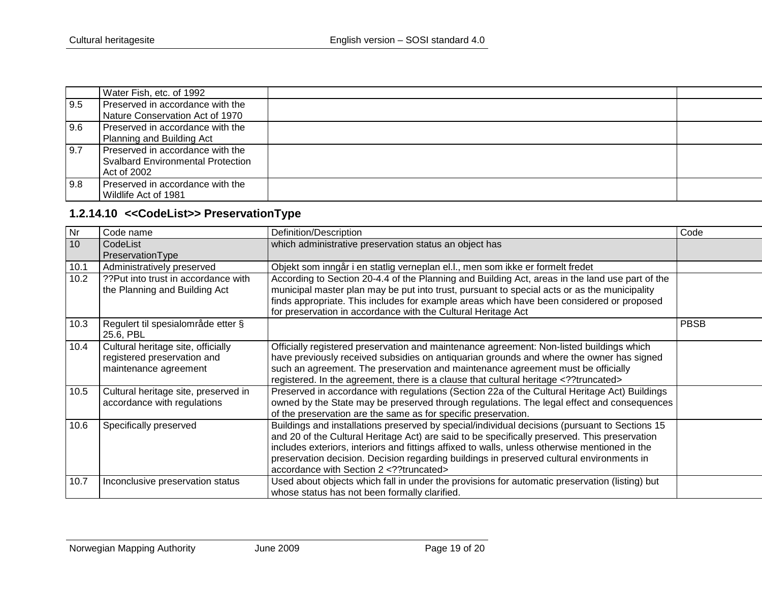| | | | |
|---|---|---|---|
| | Water Fish, etc. of 1992 | | |
| 9.5 | Preserved in accordance with the Nature Conservation Act of 1970 | | |
| 9.6 | Preserved in accordance with the Planning and Building Act | | |
| 9.7 | Preserved in accordance with the Svalbard Environmental Protection Act of 2002 | | |
| 9.8 | Preserved in accordance with the Wildlife Act of 1981 | | |

### 1.2.14.10 <<CodeList>> PreservationType

| Nr | Code name | Definition/Description | Code |
|---|---|---|---|
| 10 | CodeList PreservationType | which administrative preservation status an object has | |
| 10.1 | Administratively preserved | Objekt som inngår i en statlig verneplan el.l., men som ikke er formelt fredet | |
| 10.2 | ??Put into trust in accordance with the Planning and Building Act | According to Section 20-4.4 of the Planning and Building Act, areas in the land use part of the municipal master plan may be put into trust, pursuant to special acts or as the municipality finds appropriate. This includes for example areas which have been considered or proposed for preservation in accordance with the Cultural Heritage Act | |
| 10.3 | Regulert til spesialområde etter § 25.6, PBL | | PBSB |
| 10.4 | Cultural heritage site, officially registered preservation and maintenance agreement | Officially registered preservation and maintenance agreement: Non-listed buildings which have previously received subsidies on antiquarian grounds and where the owner has signed such an agreement. The preservation and maintenance agreement must be officially registered. In the agreement, there is a clause that cultural heritage <??truncated> | |
| 10.5 | Cultural heritage site, preserved in accordance with regulations | Preserved in accordance with regulations (Section 22a of the Cultural Heritage Act) Buildings owned by the State may be preserved through regulations. The legal effect and consequences of the preservation are the same as for specific preservation. | |
| 10.6 | Specifically preserved | Buildings and installations preserved by special/individual decisions (pursuant to Sections 15 and 20 of the Cultural Heritage Act) are said to be specifically preserved. This preservation includes exteriors, interiors and fittings affixed to walls, unless otherwise mentioned in the preservation decision. Decision regarding buildings in preserved cultural environments in accordance with Section 2 <??truncated> | |
| 10.7 | Inconclusive preservation status | Used about objects which fall in under the provisions for automatic preservation (listing) but whose status has not been formally clarified. | |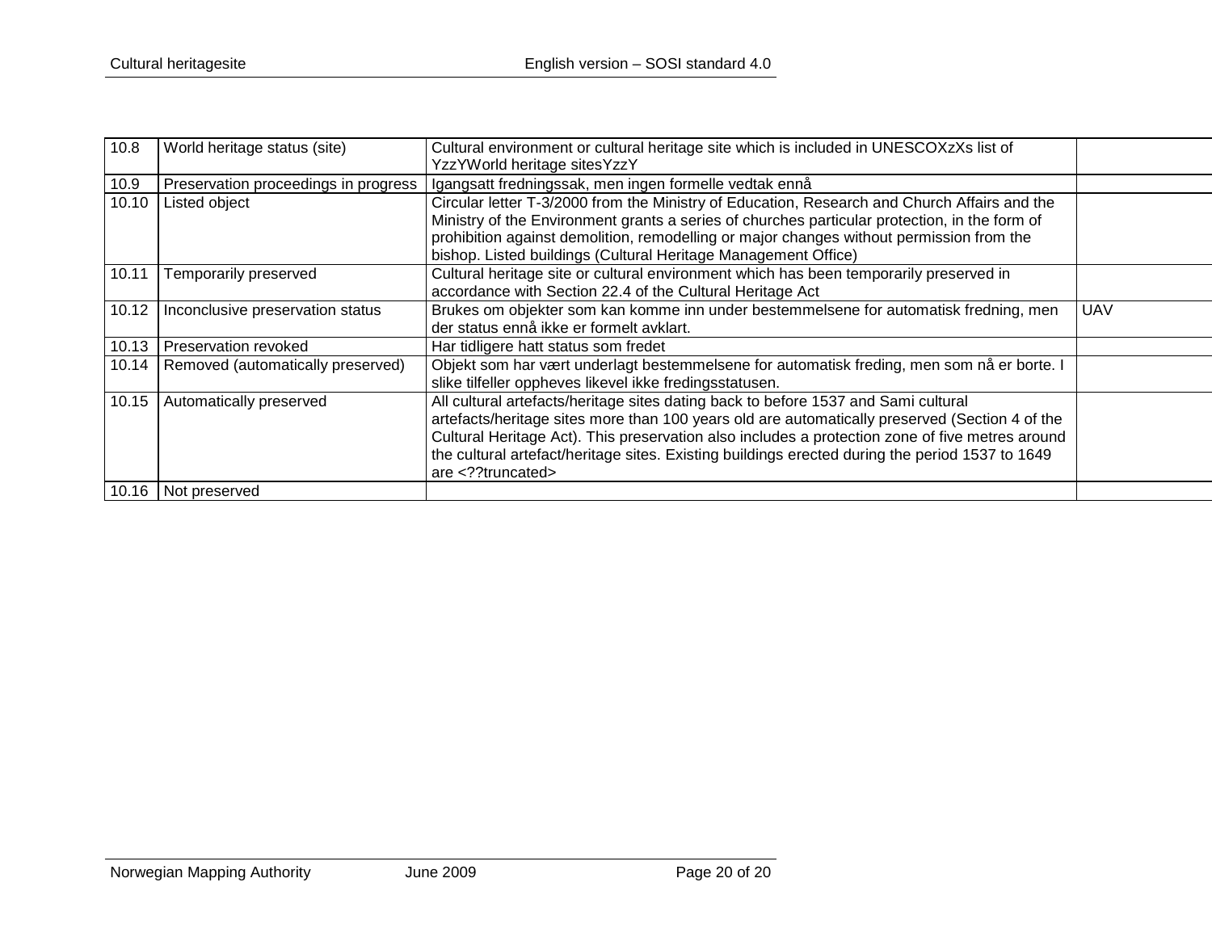| | | | |
|---|---|---|---|
| 10.8 | World heritage status (site) | Cultural environment or cultural heritage site which is included in UNESCOXzXs list of YzzYWorld heritage sitesYzzY | |
| 10.9 | Preservation proceedings in progress | Igangsatt fredningssak, men ingen formelle vedtak ennå | |
| 10.10 | Listed object | Circular letter T-3/2000 from the Ministry of Education, Research and Church Affairs and the Ministry of the Environment grants a series of churches particular protection, in the form of prohibition against demolition, remodelling or major changes without permission from the bishop. Listed buildings (Cultural Heritage Management Office) | |
| 10.11 | Temporarily preserved | Cultural heritage site or cultural environment which has been temporarily preserved in accordance with Section 22.4 of the Cultural Heritage Act | |
| 10.12 | Inconclusive preservation status | Brukes om objekter som kan komme inn under bestemmelsene for automatisk fredning, men der status ennå ikke er formelt avklart. | UAV |
| 10.13 | Preservation revoked | Har tidligere hatt status som fredet | |
| 10.14 | Removed (automatically preserved) | Objekt som har vært underlagt bestemmelsene for automatisk freding, men som nå er borte. I slike tilfeller oppheves likevel ikke fredingsstatusen. | |
| 10.15 | Automatically preserved | All cultural artefacts/heritage sites dating back to before 1537 and Sami cultural artefacts/heritage sites more than 100 years old are automatically preserved (Section 4 of the Cultural Heritage Act). This preservation also includes a protection zone of five metres around the cultural artefact/heritage sites. Existing buildings erected during the period 1537 to 1649 are <??truncated> | |
| 10.16 | Not preserved | | |